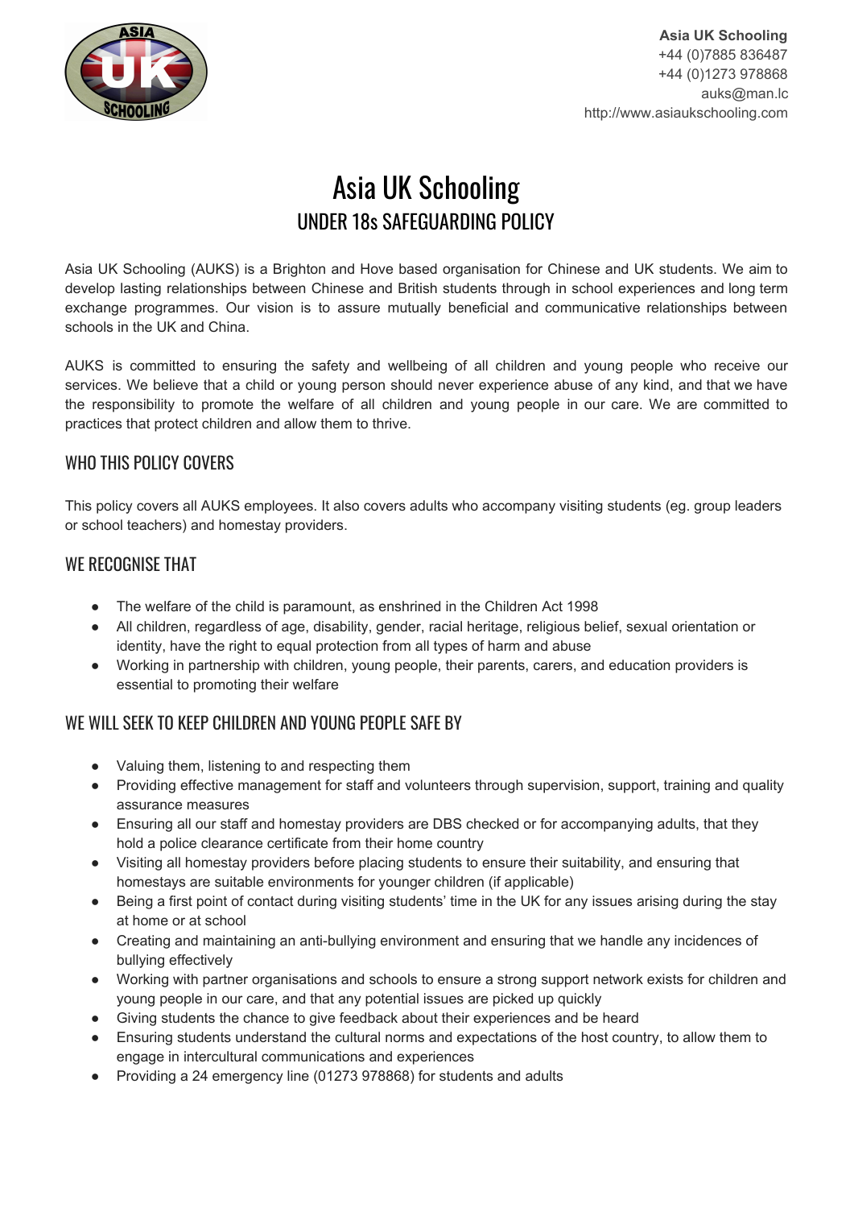**Asia UK Schooling**
+44 (0)7885 836487
+44 (0)1273 978868
auks@man.lc
http://www.asiaukschooling.com

# Asia UK Schooling

## UNDER 18s SAFEGUARDING POLICY

Asia UK Schooling (AUKS) is a Brighton and Hove based organisation for Chinese and UK students. We aim to develop lasting relationships between Chinese and British students through in school experiences and long term exchange programmes. Our vision is to assure mutually beneficial and communicative relationships between schools in the UK and China.

AUKS is committed to ensuring the safety and wellbeing of all children and young people who receive our services. We believe that a child or young person should never experience abuse of any kind, and that we have the responsibility to promote the welfare of all children and young people in our care. We are committed to practices that protect children and allow them to thrive.

### WHO THIS POLICY COVERS

This policy covers all AUKS employees. It also covers adults who accompany visiting students (eg. group leaders or school teachers) and homestay providers.

### WE RECOGNISE THAT

- The welfare of the child is paramount, as enshrined in the Children Act 1998
- All children, regardless of age, disability, gender, racial heritage, religious belief, sexual orientation or identity, have the right to equal protection from all types of harm and abuse
- Working in partnership with children, young people, their parents, carers, and education providers is essential to promoting their welfare

### WE WILL SEEK TO KEEP CHILDREN AND YOUNG PEOPLE SAFE BY

- Valuing them, listening to and respecting them
- Providing effective management for staff and volunteers through supervision, support, training and quality assurance measures
- Ensuring all our staff and homestay providers are DBS checked or for accompanying adults, that they hold a police clearance certificate from their home country
- Visiting all homestay providers before placing students to ensure their suitability, and ensuring that homestays are suitable environments for younger children (if applicable)
- Being a first point of contact during visiting students' time in the UK for any issues arising during the stay at home or at school
- Creating and maintaining an anti-bullying environment and ensuring that we handle any incidences of bullying effectively
- Working with partner organisations and schools to ensure a strong support network exists for children and young people in our care, and that any potential issues are picked up quickly
- Giving students the chance to give feedback about their experiences and be heard
- Ensuring students understand the cultural norms and expectations of the host country, to allow them to engage in intercultural communications and experiences
- Providing a 24 emergency line (01273 978868) for students and adults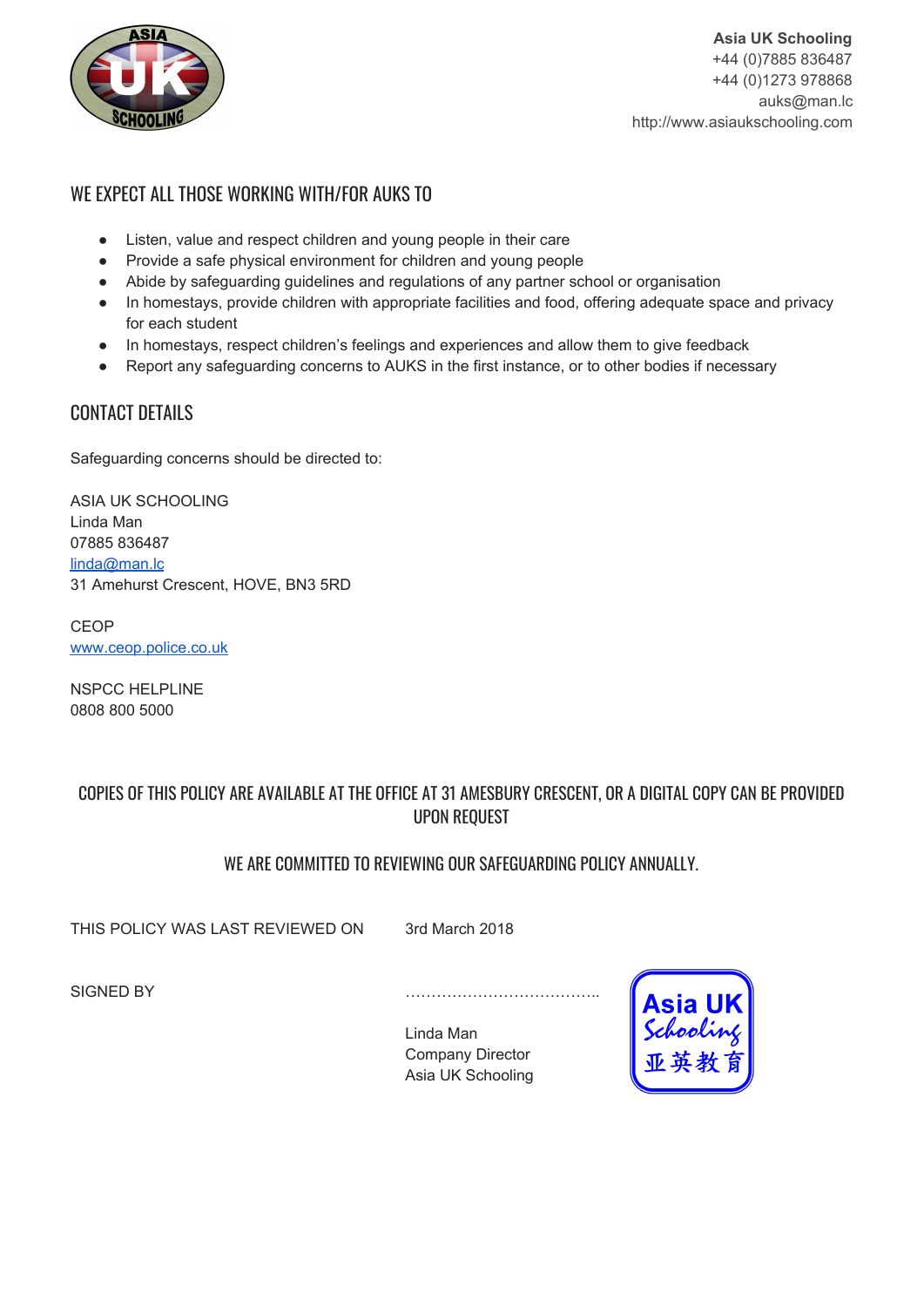**Asia UK Schooling**
+44 (0)7885 836487
+44 (0)1273 978868
auks@man.lc
http://www.asiaukschooling.com

## WE EXPECT ALL THOSE WORKING WITH/FOR AUKS TO

- Listen, value and respect children and young people in their care
- Provide a safe physical environment for children and young people
- Abide by safeguarding guidelines and regulations of any partner school or organisation
- In homestays, provide children with appropriate facilities and food, offering adequate space and privacy for each student
- In homestays, respect children's feelings and experiences and allow them to give feedback
- Report any safeguarding concerns to AUKS in the first instance, or to other bodies if necessary

## CONTACT DETAILS

Safeguarding concerns should be directed to:

ASIA UK SCHOOLING
Linda Man
07885 836487
linda@man.lc
31 Amehurst Crescent, HOVE, BN3 5RD

CEOP
www.ceop.police.co.uk

NSPCC HELPLINE
0808 800 5000

COPIES OF THIS POLICY ARE AVAILABLE AT THE OFFICE AT 31 AMESBURY CRESCENT, OR A DIGITAL COPY CAN BE PROVIDED UPON REQUEST

WE ARE COMMITTED TO REVIEWING OUR SAFEGUARDING POLICY ANNUALLY.

THIS POLICY WAS LAST REVIEWED ON 3rd March 2018

SIGNED BY ………………………………..

Linda Man
Company Director
Asia UK Schooling

Asia UK Schooling 亚英教育